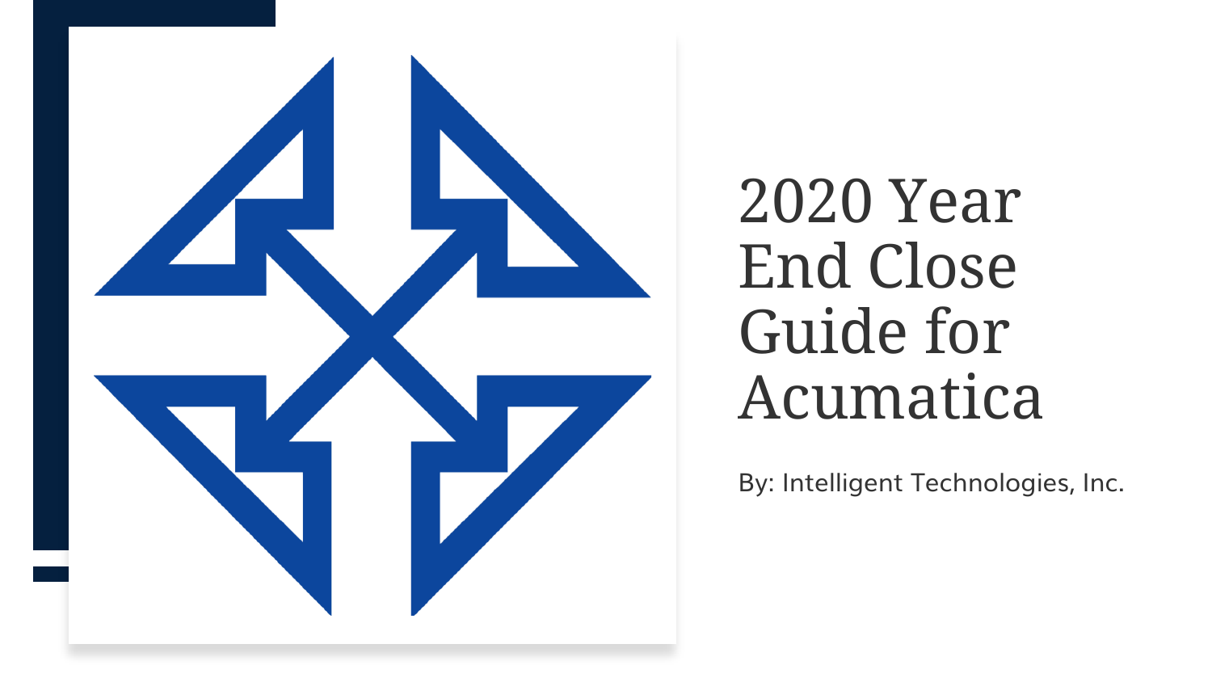# 2020 Year End Close Guide for Acumatica

By: Intelligent Technologies, Inc.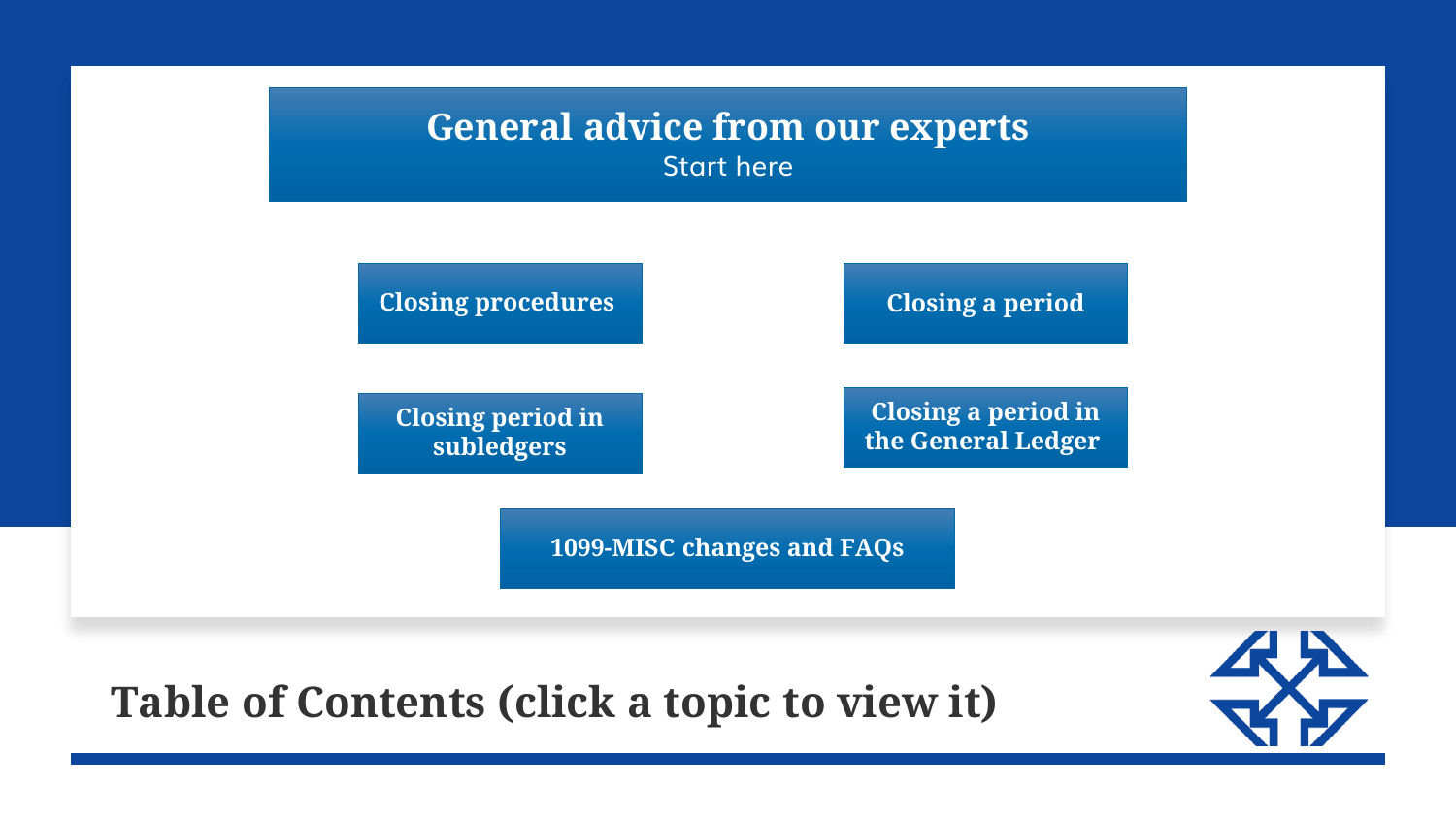## General advice from our experts

Start here

- Closing procedures
- Closing a period
- Closing period in subledgers
- Closing a period in the General Ledger
- 1099-MISC changes and FAQs

# Table of Contents (click a topic to view it)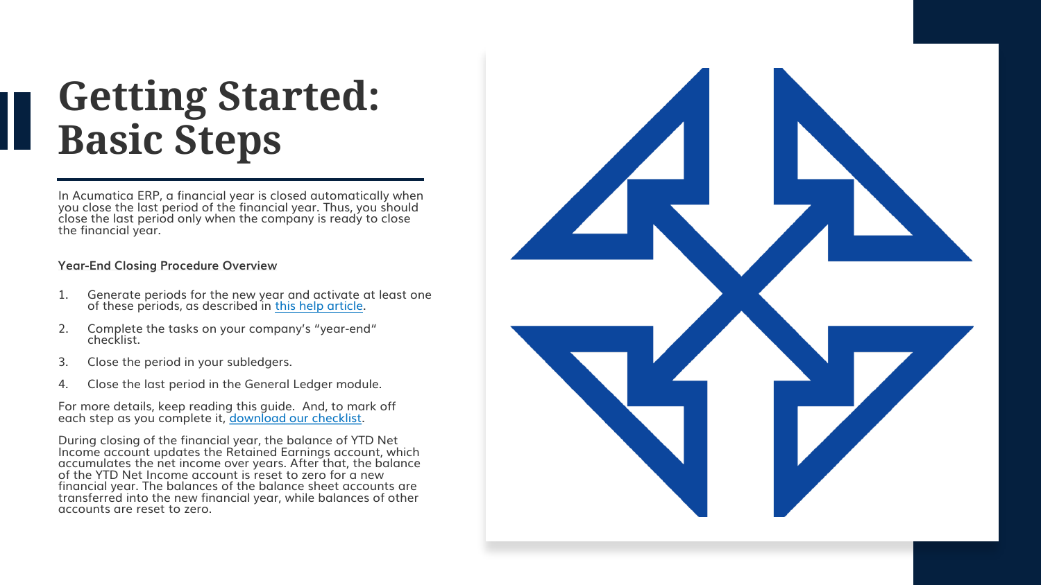# Getting Started: Basic Steps

In Acumatica ERP, a financial year is closed automatically when you close the last period of the financial year. Thus, you should close the last period only when the company is ready to close the financial year.

**Year-End Closing Procedure Overview**

1. Generate periods for the new year and activate at least one of these periods, as described in this help article.
2. Complete the tasks on your company's "year-end" checklist.
3. Close the period in your subledgers.
4. Close the last period in the General Ledger module.

For more details, keep reading this guide. And, to mark off each step as you complete it, download our checklist.

During closing of the financial year, the balance of YTD Net Income account updates the Retained Earnings account, which accumulates the net income over years. After that, the balance of the YTD Net Income account is reset to zero for a new financial year. The balances of the balance sheet accounts are transferred into the new financial year, while balances of other accounts are reset to zero.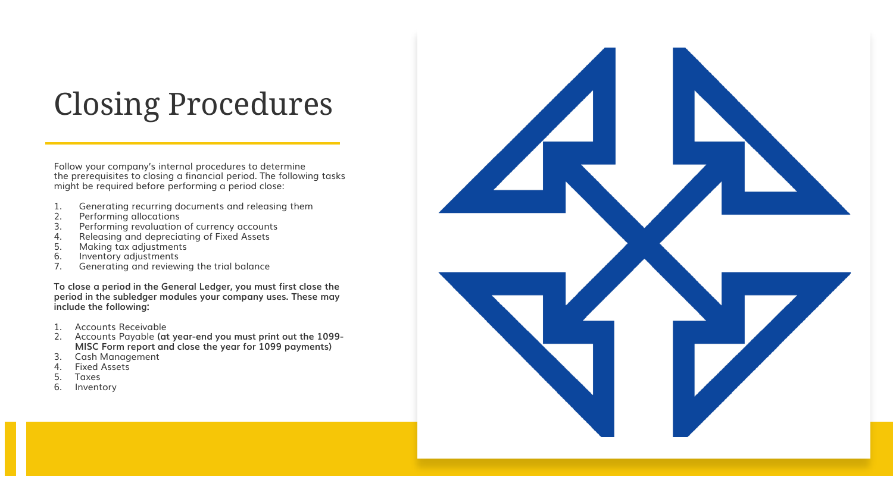# Closing Procedures

Follow your company's internal procedures to determine the prerequisites to closing a financial period. The following tasks might be required before performing a period close:

1. Generating recurring documents and releasing them
2. Performing allocations
3. Performing revaluation of currency accounts
4. Releasing and depreciating of Fixed Assets
5. Making tax adjustments
6. Inventory adjustments
7. Generating and reviewing the trial balance

**To close a period in the General Ledger, you must first close the period in the subledger modules your company uses. These may include the following:**

1. Accounts Receivable
2. Accounts Payable **(at year-end you must print out the 1099-MISC Form report and close the year for 1099 payments)**
3. Cash Management
4. Fixed Assets
5. Taxes
6. Inventory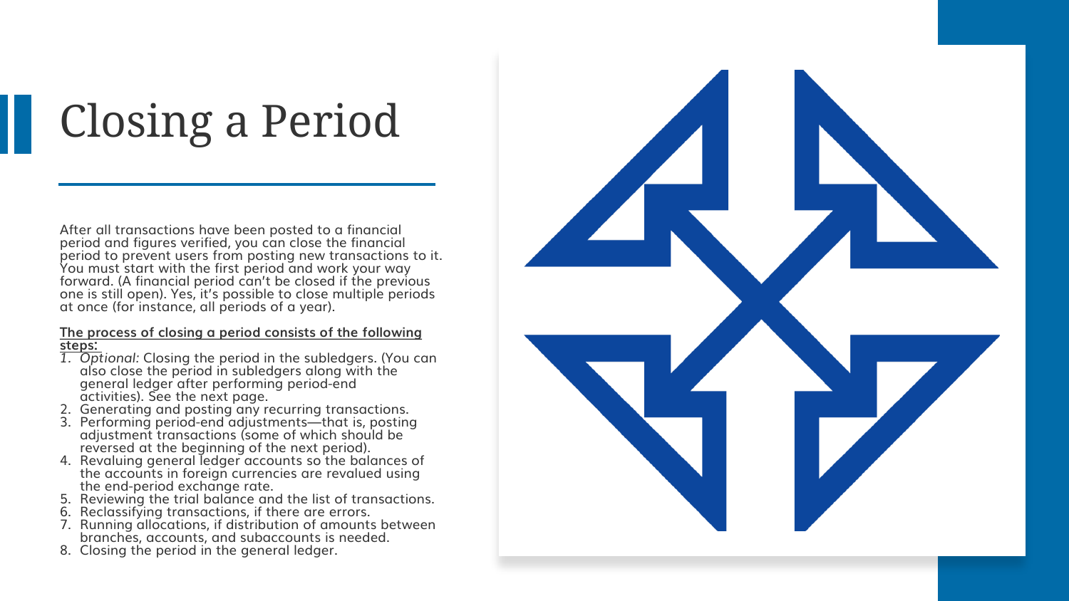# Closing a Period

After all transactions have been posted to a financial period and figures verified, you can close the financial period to prevent users from posting new transactions to it. You must start with the first period and work your way forward. (A financial period can't be closed if the previous one is still open). Yes, it's possible to close multiple periods at once (for instance, all periods of a year).

**The process of closing a period consists of the following steps:**

1. *Optional:* Closing the period in the subledgers. (You can also close the period in subledgers along with the general ledger after performing period-end activities). See the next page.
2. Generating and posting any recurring transactions.
3. Performing period-end adjustments—that is, posting adjustment transactions (some of which should be reversed at the beginning of the next period).
4. Revaluing general ledger accounts so the balances of the accounts in foreign currencies are revalued using the end-period exchange rate.
5. Reviewing the trial balance and the list of transactions.
6. Reclassifying transactions, if there are errors.
7. Running allocations, if distribution of amounts between branches, accounts, and subaccounts is needed.
8. Closing the period in the general ledger.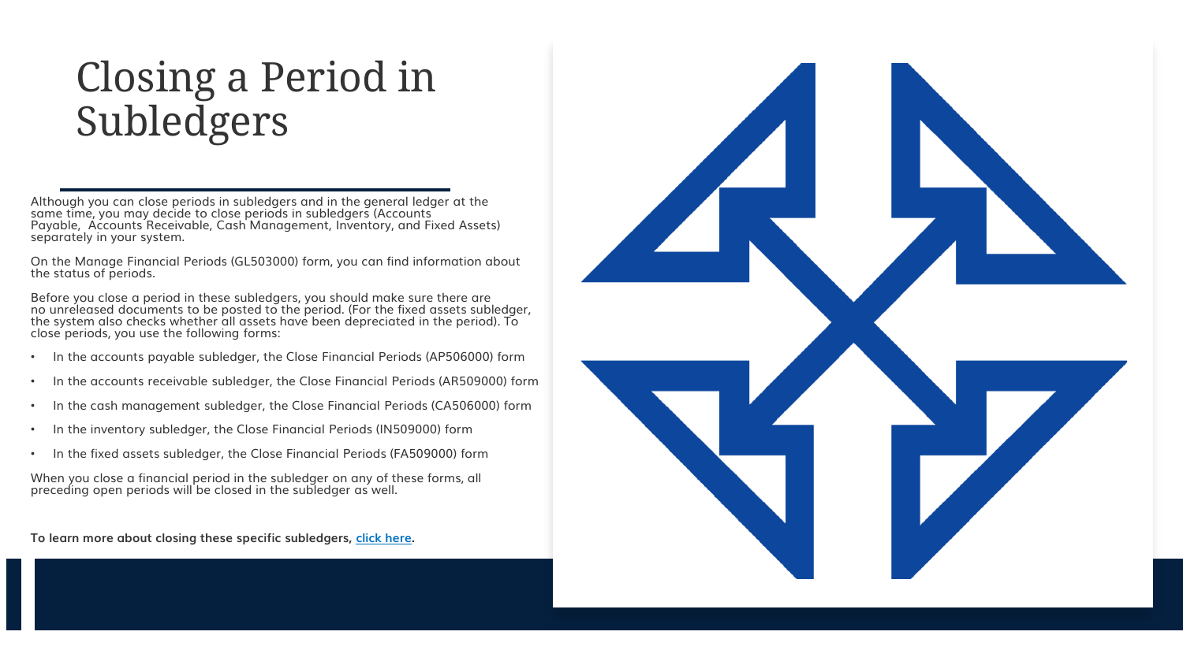# Closing a Period in Subledgers

Although you can close periods in subledgers and in the general ledger at the same time, you may decide to close periods in subledgers (Accounts Payable, Accounts Receivable, Cash Management, Inventory, and Fixed Assets) separately in your system.

On the Manage Financial Periods (GL503000) form, you can find information about the status of periods.

Before you close a period in these subledgers, you should make sure there are no unreleased documents to be posted to the period. (For the fixed assets subledger, the system also checks whether all assets have been depreciated in the period). To close periods, you use the following forms:

- In the accounts payable subledger, the Close Financial Periods (AP506000) form
- In the accounts receivable subledger, the Close Financial Periods (AR509000) form
- In the cash management subledger, the Close Financial Periods (CA506000) form
- In the inventory subledger, the Close Financial Periods (IN509000) form
- In the fixed assets subledger, the Close Financial Periods (FA509000) form

When you close a financial period in the subledger on any of these forms, all preceding open periods will be closed in the subledger as well.

**To learn more about closing these specific subledgers, click here.**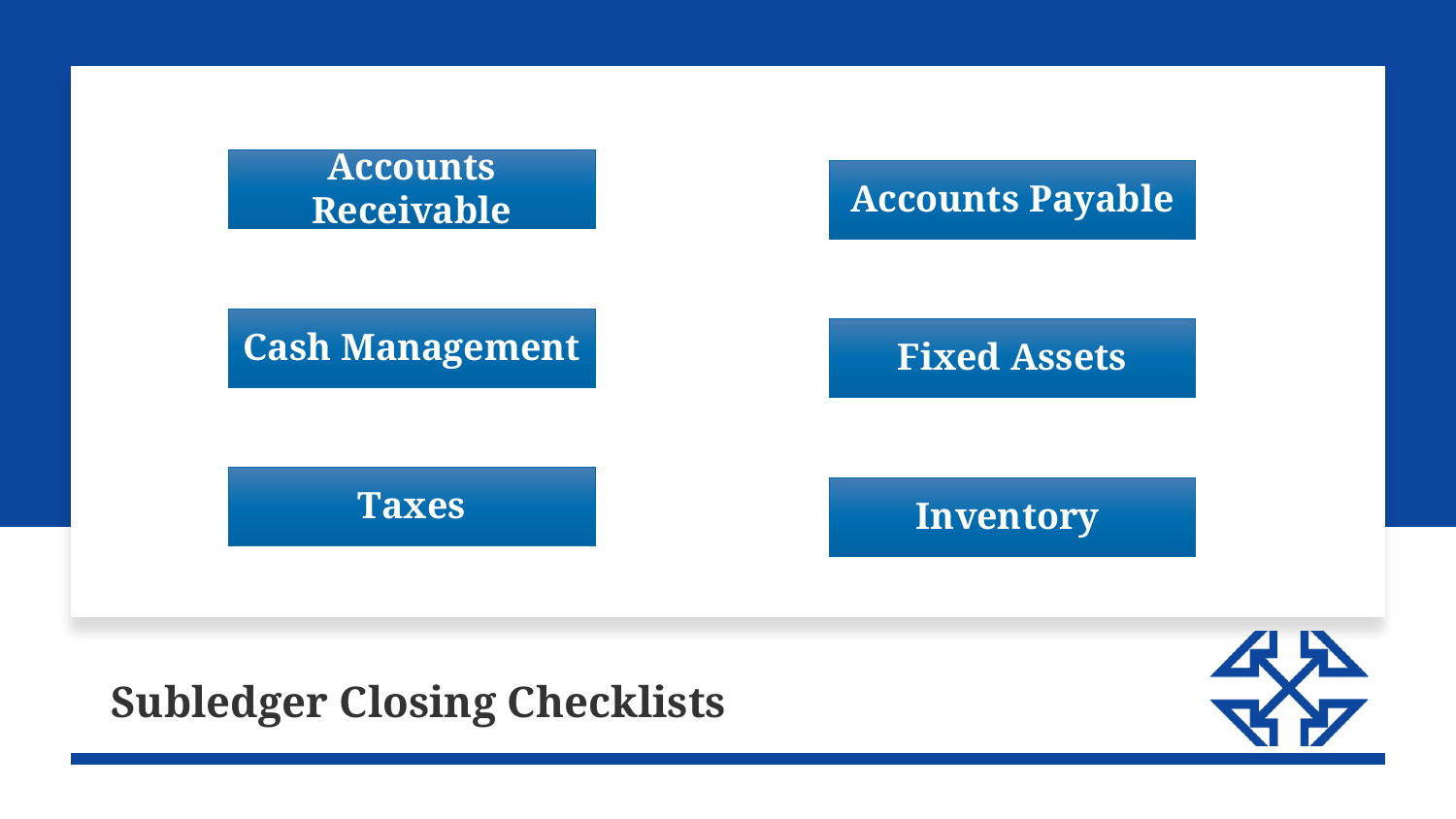## Subledger Closing Checklists

- Accounts Receivable
- Accounts Payable
- Cash Management
- Fixed Assets
- Taxes
- Inventory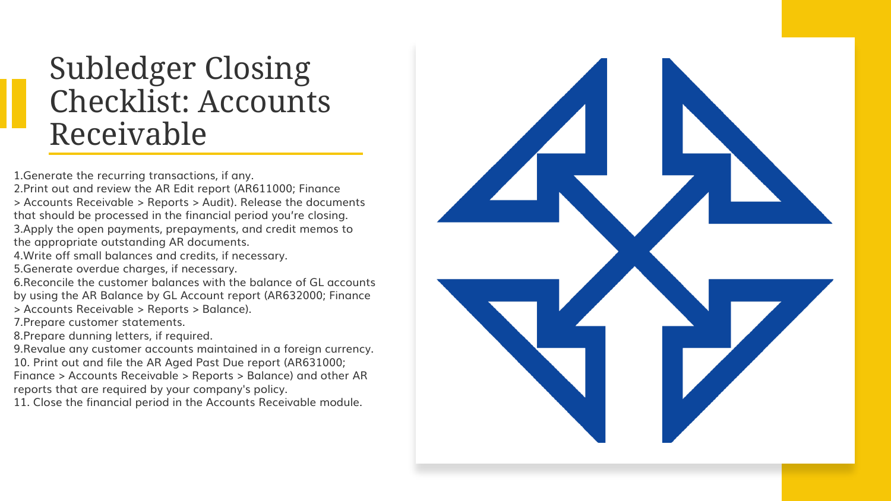# Subledger Closing Checklist: Accounts Receivable

1. Generate the recurring transactions, if any.
2. Print out and review the AR Edit report (AR611000; Finance > Accounts Receivable > Reports > Audit). Release the documents that should be processed in the financial period you're closing.
3. Apply the open payments, prepayments, and credit memos to the appropriate outstanding AR documents.
4. Write off small balances and credits, if necessary.
5. Generate overdue charges, if necessary.
6. Reconcile the customer balances with the balance of GL accounts by using the AR Balance by GL Account report (AR632000; Finance > Accounts Receivable > Reports > Balance).
7. Prepare customer statements.
8. Prepare dunning letters, if required.
9. Revalue any customer accounts maintained in a foreign currency.
10. Print out and file the AR Aged Past Due report (AR631000; Finance > Accounts Receivable > Reports > Balance) and other AR reports that are required by your company's policy.
11. Close the financial period in the Accounts Receivable module.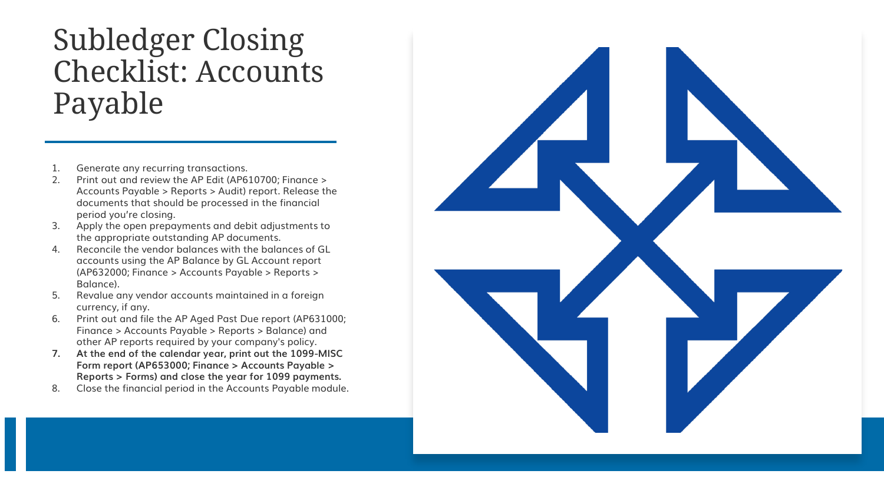# Subledger Closing Checklist: Accounts Payable

1. Generate any recurring transactions.
2. Print out and review the AP Edit (AP610700; Finance > Accounts Payable > Reports > Audit) report. Release the documents that should be processed in the financial period you're closing.
3. Apply the open prepayments and debit adjustments to the appropriate outstanding AP documents.
4. Reconcile the vendor balances with the balances of GL accounts using the AP Balance by GL Account report (AP632000; Finance > Accounts Payable > Reports > Balance).
5. Revalue any vendor accounts maintained in a foreign currency, if any.
6. Print out and file the AP Aged Past Due report (AP631000; Finance > Accounts Payable > Reports > Balance) and other AP reports required by your company's policy.
7. **At the end of the calendar year, print out the 1099-MISC Form report (AP653000; Finance > Accounts Payable > Reports > Forms) and close the year for 1099 payments.**
8. Close the financial period in the Accounts Payable module.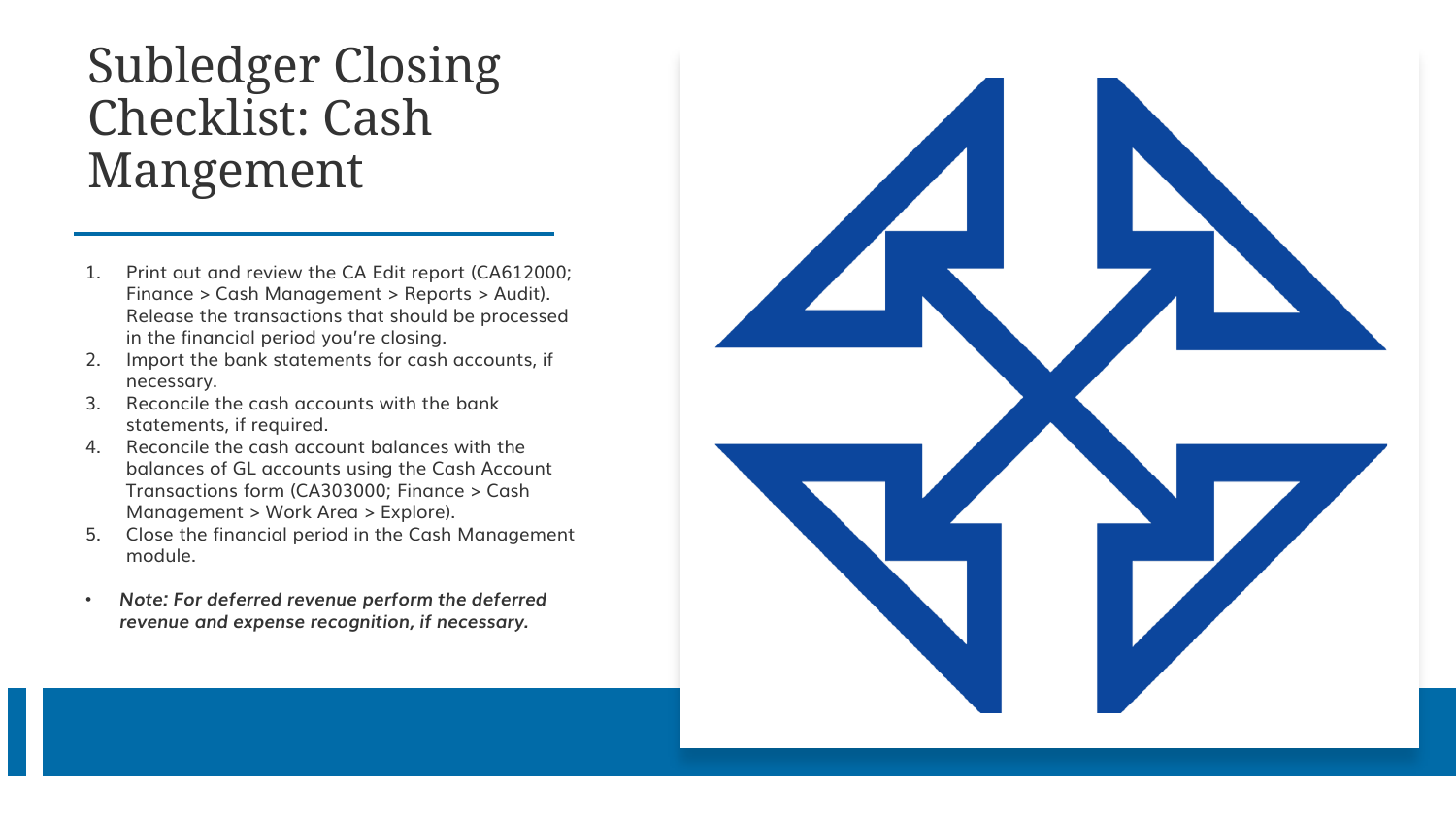# Subledger Closing Checklist: Cash Mangement

1. Print out and review the CA Edit report (CA612000; Finance > Cash Management > Reports > Audit). Release the transactions that should be processed in the financial period you're closing.
2. Import the bank statements for cash accounts, if necessary.
3. Reconcile the cash accounts with the bank statements, if required.
4. Reconcile the cash account balances with the balances of GL accounts using the Cash Account Transactions form (CA303000; Finance > Cash Management > Work Area > Explore).
5. Close the financial period in the Cash Management module.

- ***Note: For deferred revenue perform the deferred revenue and expense recognition, if necessary.***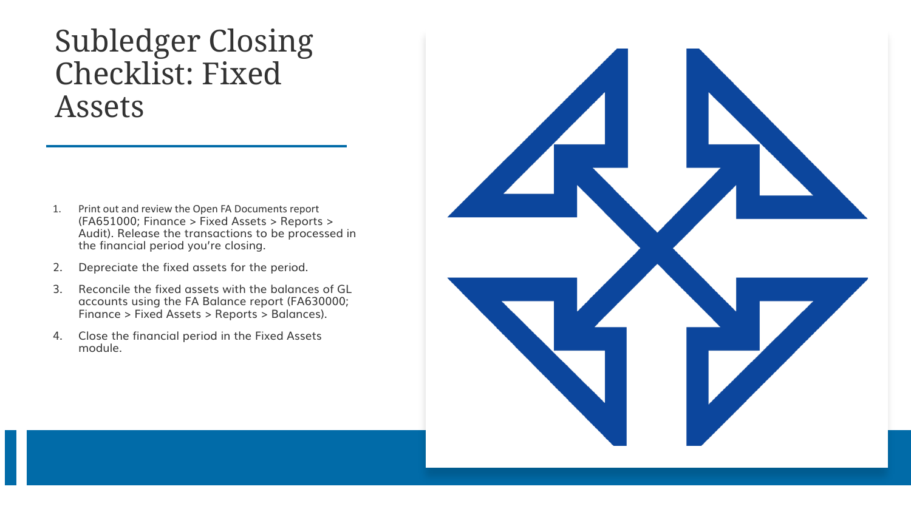# Subledger Closing Checklist: Fixed Assets

1. Print out and review the Open FA Documents report (FA651000; Finance > Fixed Assets > Reports > Audit). Release the transactions to be processed in the financial period you're closing.
2. Depreciate the fixed assets for the period.
3. Reconcile the fixed assets with the balances of GL accounts using the FA Balance report (FA630000; Finance > Fixed Assets > Reports > Balances).
4. Close the financial period in the Fixed Assets module.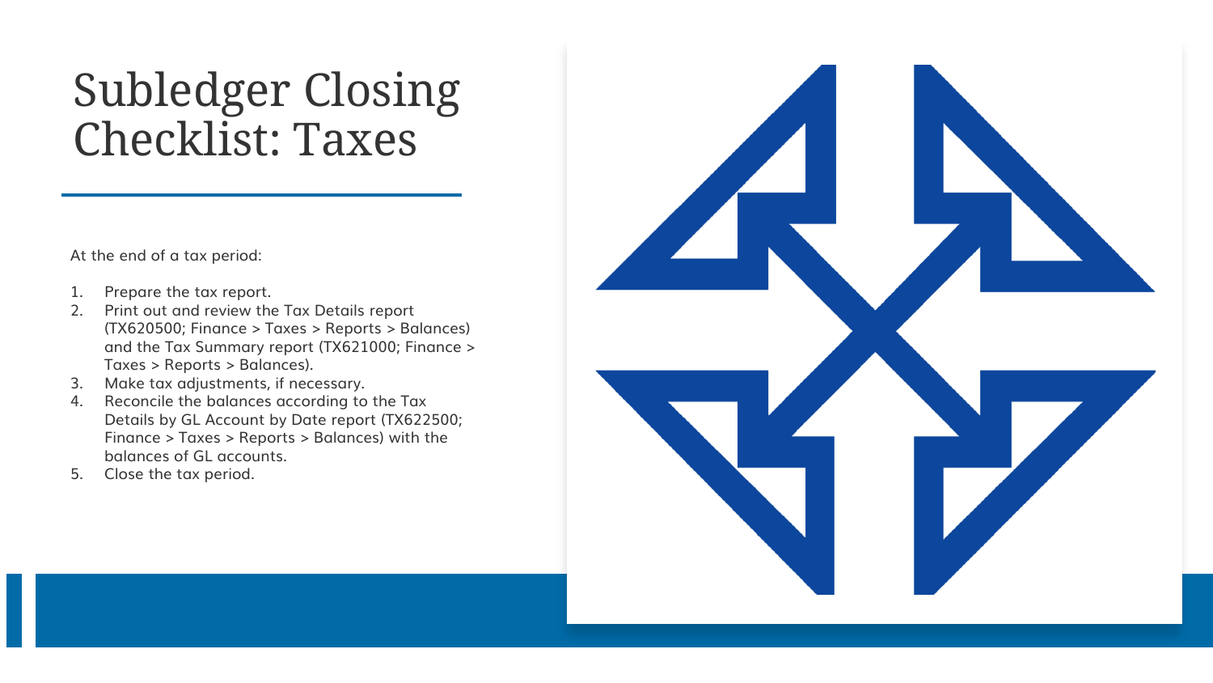# Subledger Closing Checklist: Taxes

At the end of a tax period:

1. Prepare the tax report.
2. Print out and review the Tax Details report (TX620500; Finance > Taxes > Reports > Balances) and the Tax Summary report (TX621000; Finance > Taxes > Reports > Balances).
3. Make tax adjustments, if necessary.
4. Reconcile the balances according to the Tax Details by GL Account by Date report (TX622500; Finance > Taxes > Reports > Balances) with the balances of GL accounts.
5. Close the tax period.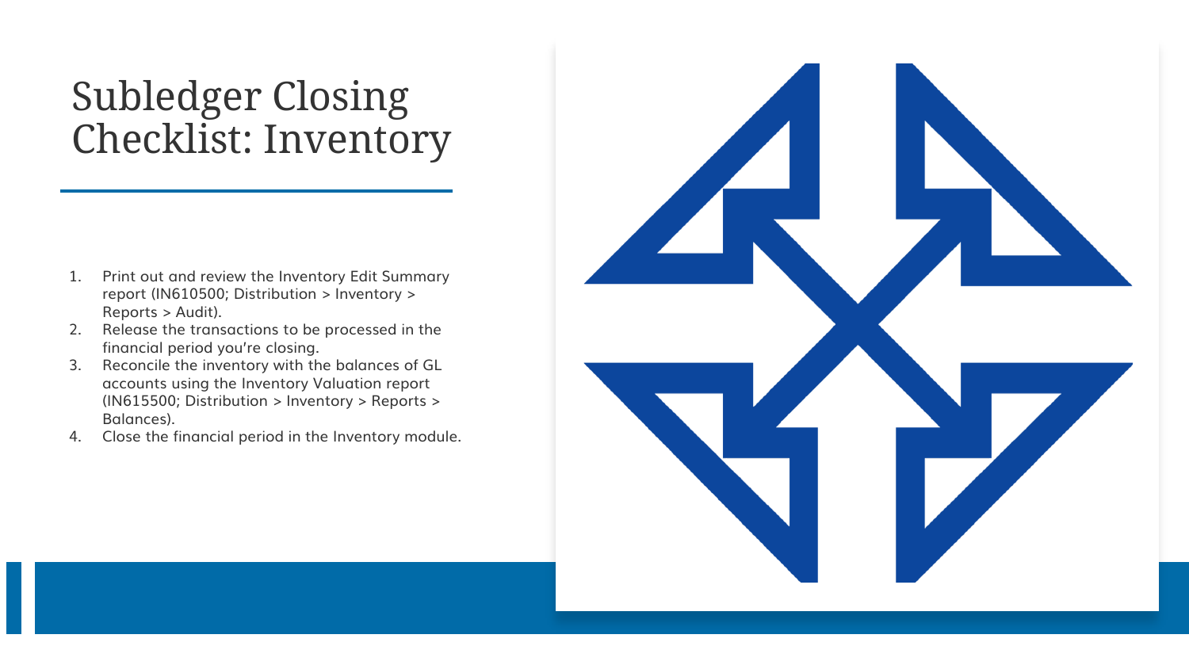# Subledger Closing Checklist: Inventory

1. Print out and review the Inventory Edit Summary report (IN610500; Distribution > Inventory > Reports > Audit).
2. Release the transactions to be processed in the financial period you're closing.
3. Reconcile the inventory with the balances of GL accounts using the Inventory Valuation report (IN615500; Distribution > Inventory > Reports > Balances).
4. Close the financial period in the Inventory module.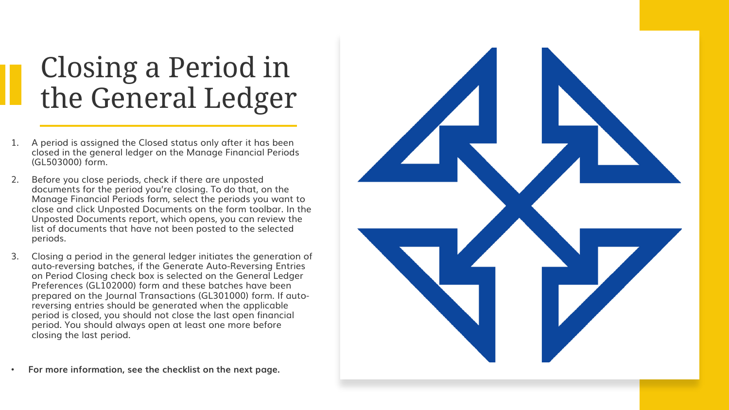# Closing a Period in the General Ledger

1. A period is assigned the Closed status only after it has been closed in the general ledger on the Manage Financial Periods (GL503000) form.
2. Before you close periods, check if there are unposted documents for the period you're closing. To do that, on the Manage Financial Periods form, select the periods you want to close and click Unposted Documents on the form toolbar. In the Unposted Documents report, which opens, you can review the list of documents that have not been posted to the selected periods.
3. Closing a period in the general ledger initiates the generation of auto-reversing batches, if the Generate Auto-Reversing Entries on Period Closing check box is selected on the General Ledger Preferences (GL102000) form and these batches have been prepared on the Journal Transactions (GL301000) form. If auto-reversing entries should be generated when the applicable period is closed, you should not close the last open financial period. You should always open at least one more before closing the last period.

- **For more information, see the checklist on the next page.**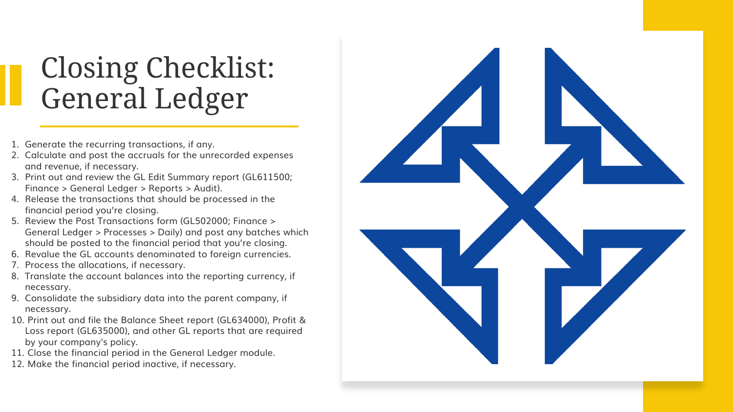# Closing Checklist: General Ledger

1. Generate the recurring transactions, if any.
2. Calculate and post the accruals for the unrecorded expenses and revenue, if necessary.
3. Print out and review the GL Edit Summary report (GL611500; Finance > General Ledger > Reports > Audit).
4. Release the transactions that should be processed in the financial period you're closing.
5. Review the Post Transactions form (GL502000; Finance > General Ledger > Processes > Daily) and post any batches which should be posted to the financial period that you're closing.
6. Revalue the GL accounts denominated to foreign currencies.
7. Process the allocations, if necessary.
8. Translate the account balances into the reporting currency, if necessary.
9. Consolidate the subsidiary data into the parent company, if necessary.
10. Print out and file the Balance Sheet report (GL634000), Profit & Loss report (GL635000), and other GL reports that are required by your company's policy.
11. Close the financial period in the General Ledger module.
12. Make the financial period inactive, if necessary.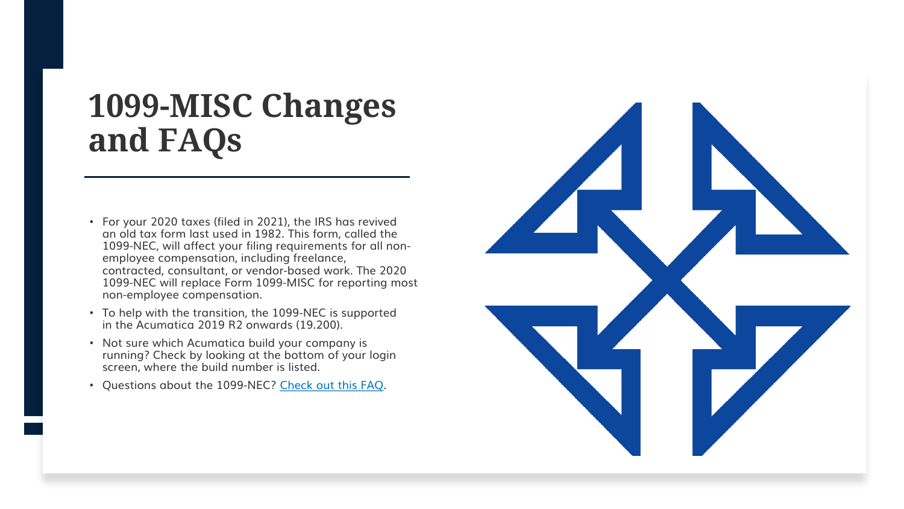# 1099-MISC Changes and FAQs

- For your 2020 taxes (filed in 2021), the IRS has revived an old tax form last used in 1982. This form, called the 1099-NEC, will affect your filing requirements for all non-employee compensation, including freelance, contracted, consultant, or vendor-based work. The 2020 1099-NEC will replace Form 1099-MISC for reporting most non-employee compensation.
- To help with the transition, the 1099-NEC is supported in the Acumatica 2019 R2 onwards (19.200).
- Not sure which Acumatica build your company is running? Check by looking at the bottom of your login screen, where the build number is listed.
- Questions about the 1099-NEC? Check out this FAQ.